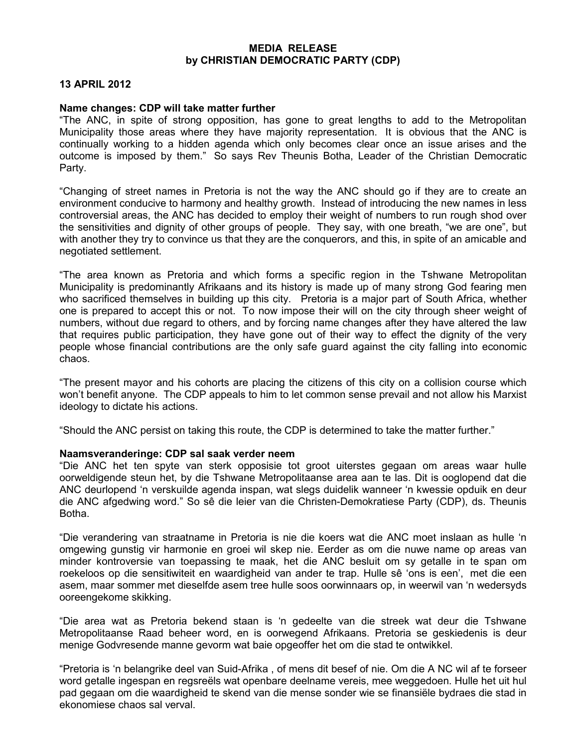**MEDIA RELEASE**
**by CHRISTIAN DEMOCRATIC PARTY (CDP)**

**13 APRIL 2012**

**Name changes: CDP will take matter further**

"The ANC, in spite of strong opposition, has gone to great lengths to add to the Metropolitan Municipality those areas where they have majority representation. It is obvious that the ANC is continually working to a hidden agenda which only becomes clear once an issue arises and the outcome is imposed by them." So says Rev Theunis Botha, Leader of the Christian Democratic Party.

"Changing of street names in Pretoria is not the way the ANC should go if they are to create an environment conducive to harmony and healthy growth. Instead of introducing the new names in less controversial areas, the ANC has decided to employ their weight of numbers to run rough shod over the sensitivities and dignity of other groups of people. They say, with one breath, "we are one", but with another they try to convince us that they are the conquerors, and this, in spite of an amicable and negotiated settlement.

"The area known as Pretoria and which forms a specific region in the Tshwane Metropolitan Municipality is predominantly Afrikaans and its history is made up of many strong God fearing men who sacrificed themselves in building up this city. Pretoria is a major part of South Africa, whether one is prepared to accept this or not. To now impose their will on the city through sheer weight of numbers, without due regard to others, and by forcing name changes after they have altered the law that requires public participation, they have gone out of their way to effect the dignity of the very people whose financial contributions are the only safe guard against the city falling into economic chaos.

"The present mayor and his cohorts are placing the citizens of this city on a collision course which won't benefit anyone. The CDP appeals to him to let common sense prevail and not allow his Marxist ideology to dictate his actions.

"Should the ANC persist on taking this route, the CDP is determined to take the matter further."

**Naamsveranderinge: CDP sal saak verder neem**

"Die ANC het ten spyte van sterk opposisie tot groot uiterstes gegaan om areas waar hulle oorweldigende steun het, by die Tshwane Metropolitaanse area aan te las. Dit is ooglopend dat die ANC deurlopend 'n verskuilde agenda inspan, wat slegs duidelik wanneer 'n kwessie opduik en deur die ANC afgedwing word." So sê die leier van die Christen-Demokratiese Party (CDP), ds. Theunis Botha.

"Die verandering van straatname in Pretoria is nie die koers wat die ANC moet inslaan as hulle 'n omgewing gunstig vir harmonie en groei wil skep nie. Eerder as om die nuwe name op areas van minder kontroversie van toepassing te maak, het die ANC besluit om sy getalle in te span om roekeloos op die sensitiwiteit en waardigheid van ander te trap. Hulle sê 'ons is een', met die een asem, maar sommer met dieselfde asem tree hulle soos oorwinnaars op, in weerwil van 'n wedersyds ooreengekome skikking.

"Die area wat as Pretoria bekend staan is 'n gedeelte van die streek wat deur die Tshwane Metropolitaanse Raad beheer word, en is oorwegend Afrikaans. Pretoria se geskiedenis is deur menige Godvresende manne gevorm wat baie opgeoffer het om die stad te ontwikkel.

"Pretoria is 'n belangrike deel van Suid-Afrika , of mens dit besef of nie. Om die A NC wil af te forseer word getalle ingespan en regsreëls wat openbare deelname vereis, mee weggedoen. Hulle het uit hul pad gegaan om die waardigheid te skend van die mense sonder wie se finansiële bydraes die stad in ekonomiese chaos sal verval.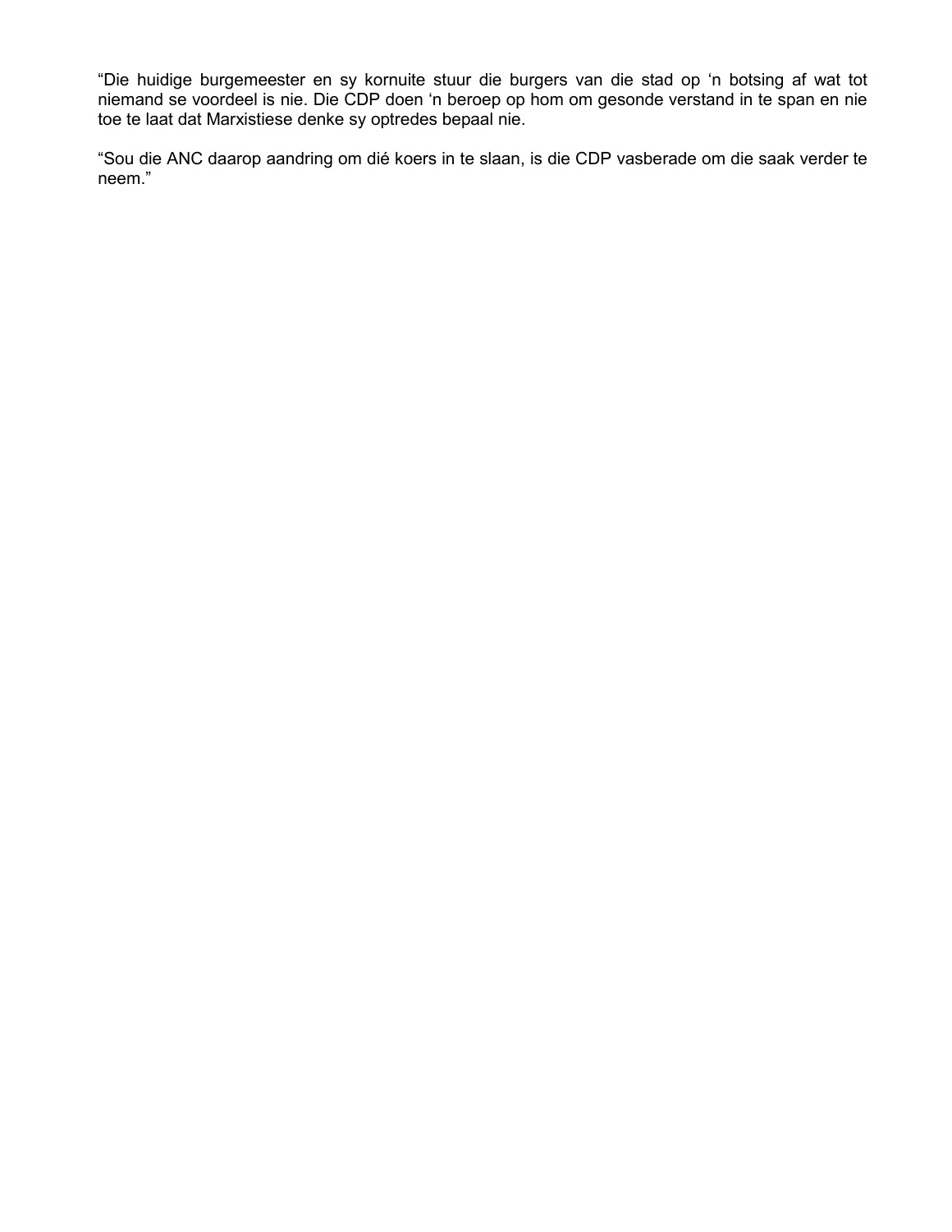“Die huidige burgemeester en sy kornuite stuur die burgers van die stad op ‘n botsing af wat tot niemand se voordeel is nie. Die CDP doen ‘n beroep op hom om gesonde verstand in te span en nie toe te laat dat Marxistiese denke sy optredes bepaal nie.

“Sou die ANC daarop aandring om dié koers in te slaan, is die CDP vasberade om die saak verder te neem.”